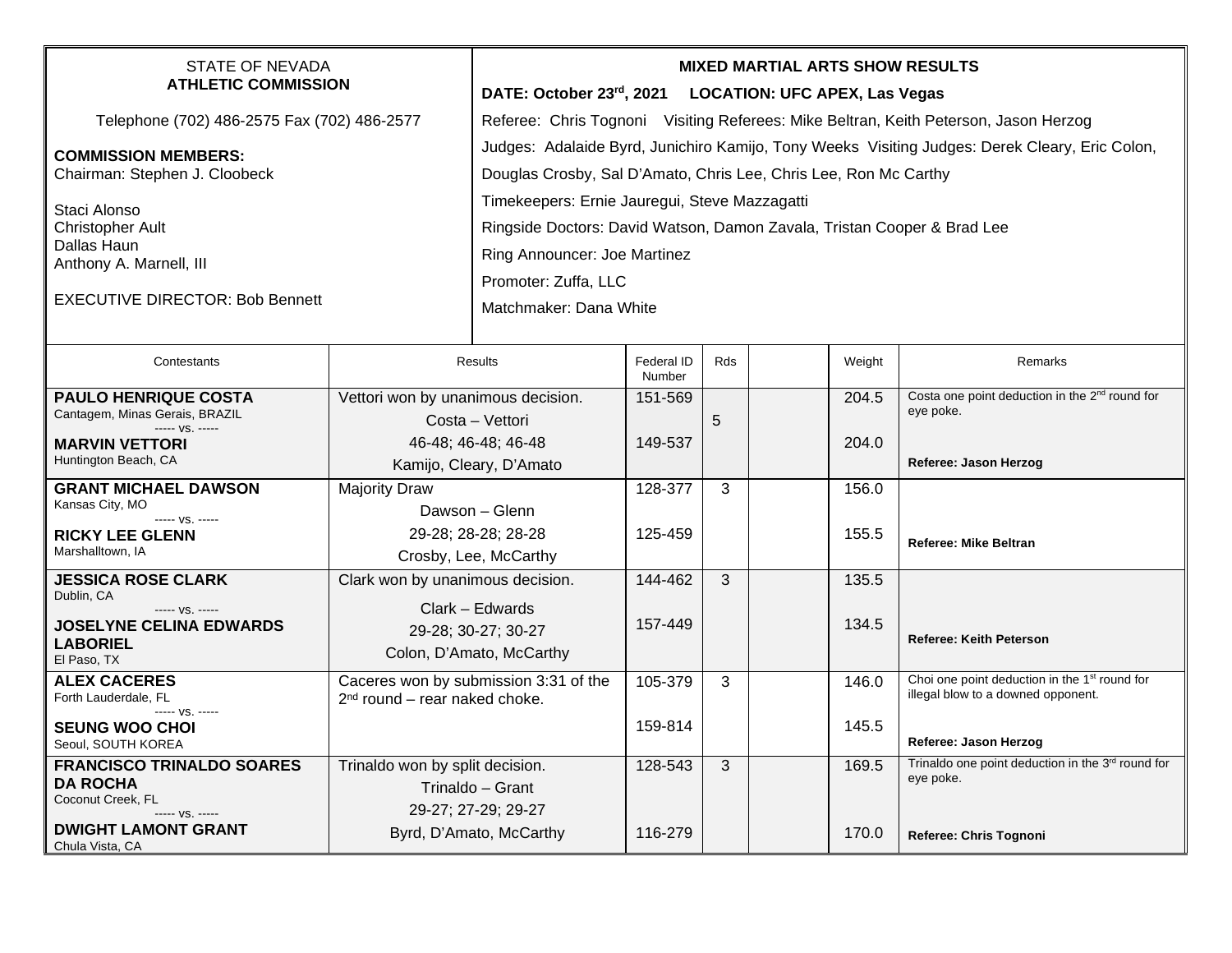STATE OF NEVADA
**ATHLETIC COMMISSION**

Telephone (702) 486-2575 Fax (702) 486-2577

**COMMISSION MEMBERS:**
Chairman: Stephen J. Cloobeck

Staci Alonso
Christopher Ault
Dallas Haun
Anthony A. Marnell, III

EXECUTIVE DIRECTOR: Bob Bennett

**MIXED MARTIAL ARTS SHOW RESULTS**

**DATE: October 23rd, 2021 LOCATION: UFC APEX, Las Vegas**

Referee: Chris Tognoni Visiting Referees: Mike Beltran, Keith Peterson, Jason Herzog

Judges: Adalaide Byrd, Junichiro Kamijo, Tony Weeks Visiting Judges: Derek Cleary, Eric Colon, Douglas Crosby, Sal D'Amato, Chris Lee, Chris Lee, Ron Mc Carthy

Timekeepers: Ernie Jauregui, Steve Mazzagatti

Ringside Doctors: David Watson, Damon Zavala, Tristan Cooper & Brad Lee

Ring Announcer: Joe Martinez

Promoter: Zuffa, LLC

Matchmaker: Dana White

| Contestants | Results | Federal ID Number | Rds | | Weight | Remarks |
|---|---|---|---|---|---|---|
| **PAULO HENRIQUE COSTA**<br>Cantagem, Minas Gerais, BRAZIL<br>----- vs. -----<br>**MARVIN VETTORI**<br>Huntington Beach, CA | Vettori won by unanimous decision.<br>Costa – Vettori<br>46-48; 46-48; 46-48<br>Kamijo, Cleary, D'Amato | 151-569<br><br>149-537 | 5 | | 204.5<br><br>204.0 | Costa one point deduction in the 2nd round for eye poke.<br><br>**Referee: Jason Herzog** |
| **GRANT MICHAEL DAWSON**<br>Kansas City, MO<br>----- vs. -----<br>**RICKY LEE GLENN**<br>Marshalltown, IA | Majority Draw<br>Dawson – Glenn<br>29-28; 28-28; 28-28<br>Crosby, Lee, McCarthy | 128-377<br><br>125-459 | 3 | | 156.0<br><br>155.5 | **Referee: Mike Beltran** |
| **JESSICA ROSE CLARK**<br>Dublin, CA<br>----- vs. -----<br>**JOSELYNE CELINA EDWARDS LABORIEL**<br>El Paso, TX | Clark won by unanimous decision.<br>Clark – Edwards<br>29-28; 30-27; 30-27<br>Colon, D'Amato, McCarthy | 144-462<br><br>157-449 | 3 | | 135.5<br><br>134.5 | **Referee: Keith Peterson** |
| **ALEX CACERES**<br>Forth Lauderdale, FL<br>----- vs. -----<br>**SEUNG WOO CHOI**<br>Seoul, SOUTH KOREA | Caceres won by submission 3:31 of the 2nd round – rear naked choke. | 105-379<br><br>159-814 | 3 | | 146.0<br><br>145.5 | Choi one point deduction in the 1st round for illegal blow to a downed opponent.<br><br>**Referee: Jason Herzog** |
| **FRANCISCO TRINALDO SOARES DA ROCHA**<br>Coconut Creek, FL<br>----- vs. -----<br>**DWIGHT LAMONT GRANT**<br>Chula Vista, CA | Trinaldo won by split decision.<br>Trinaldo – Grant<br>29-27; 27-29; 29-27<br>Byrd, D'Amato, McCarthy | 128-543<br><br>116-279 | 3 | | 169.5<br><br>170.0 | Trinaldo one point deduction in the 3rd round for eye poke.<br><br>**Referee: Chris Tognoni** |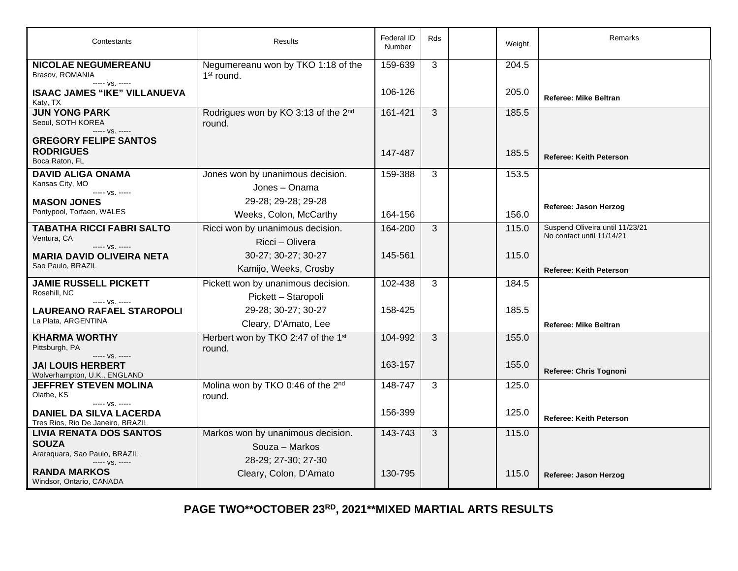| Contestants | Results | Federal ID Number | Rds | | Weight | Remarks |
|---|---|---|---|---|---|---|
| **NICOLAE NEGUMEREANU**<br>Brasov, ROMANIA<br>----- vs. -----<br>**ISAAC JAMES "IKE" VILLANUEVA**<br>Katy, TX | Negumereanu won by TKO 1:18 of the 1st round. | 159-639<br><br>106-126 | 3 | | 204.5<br><br>205.0 | **Referee: Mike Beltran** |
| **JUN YONG PARK**<br>Seoul, SOTH KOREA<br>----- vs. -----<br>**GREGORY FELIPE SANTOS RODRIGUES**<br>Boca Raton, FL | Rodrigues won by KO 3:13 of the 2nd round. | 161-421<br><br>147-487 | 3 | | 185.5<br><br>185.5 | **Referee: Keith Peterson** |
| **DAVID ALIGA ONAMA**<br>Kansas City, MO<br>----- vs. -----<br>**MASON JONES**<br>Pontypool, Torfaen, WALES | Jones won by unanimous decision.<br>Jones – Onama<br>29-28; 29-28; 29-28<br>Weeks, Colon, McCarthy | 159-388<br><br>164-156 | 3 | | 153.5<br><br>156.0 | **Referee: Jason Herzog** |
| **TABATHA RICCI FABRI SALTO**<br>Ventura, CA<br>----- vs. -----<br>**MARIA DAVID OLIVEIRA NETA**<br>Sao Paulo, BRAZIL | Ricci won by unanimous decision.<br>Ricci – Olivera<br>30-27; 30-27; 30-27<br>Kamijo, Weeks, Crosby | 164-200<br><br>145-561 | 3 | | 115.0<br><br>115.0 | Suspend Oliveira until 11/23/21<br>No contact until 11/14/21<br>**Referee: Keith Peterson** |
| **JAMIE RUSSELL PICKETT**<br>Rosehill, NC<br>----- vs. -----<br>**LAUREANO RAFAEL STAROPOLI**<br>La Plata, ARGENTINA | Pickett won by unanimous decision.<br>Pickett – Staropoli<br>29-28; 30-27; 30-27<br>Cleary, D'Amato, Lee | 102-438<br><br>158-425 | 3 | | 184.5<br><br>185.5 | **Referee: Mike Beltran** |
| **KHARMA WORTHY**<br>Pittsburgh, PA<br>----- vs. -----<br>**JAI LOUIS HERBERT**<br>Wolverhampton, U.K., ENGLAND | Herbert won by TKO 2:47 of the 1st round. | 104-992<br><br>163-157 | 3 | | 155.0<br><br>155.0 | **Referee: Chris Tognoni** |
| **JEFFREY STEVEN MOLINA**<br>Olathe, KS<br>----- vs. -----<br>**DANIEL DA SILVA LACERDA**<br>Tres Rios, Rio De Janeiro, BRAZIL | Molina won by TKO 0:46 of the 2nd round. | 148-747<br><br>156-399 | 3 | | 125.0<br><br>125.0 | **Referee: Keith Peterson** |
| **LIVIA RENATA DOS SANTOS SOUZA**<br>Araraquara, Sao Paulo, BRAZIL<br>----- vs. -----<br>**RANDA MARKOS**<br>Windsor, Ontario, CANADA | Markos won by unanimous decision.<br>Souza – Markos<br>28-29; 27-30; 27-30<br>Cleary, Colon, D'Amato | 143-743<br><br>130-795 | 3 | | 115.0<br><br>115.0 | **Referee: Jason Herzog** |

**PAGE TWO**OCTOBER 23RD, 2021**MIXED MARTIAL ARTS RESULTS**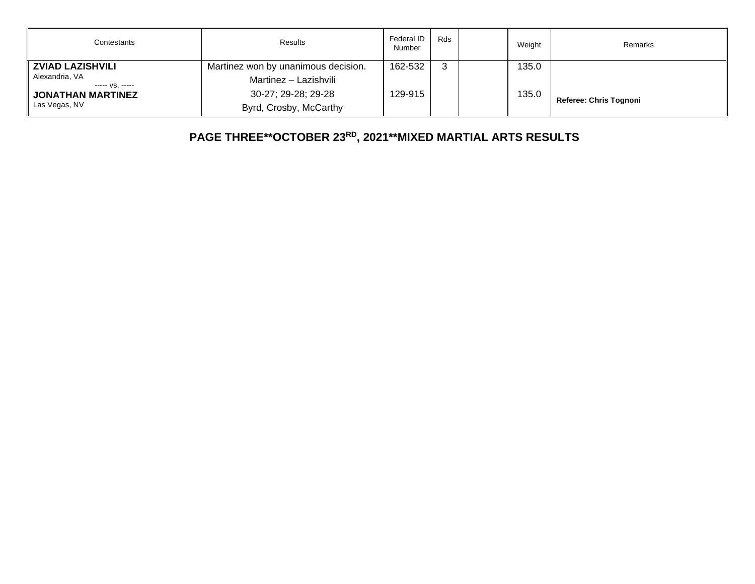| Contestants | Results | Federal ID Number | Rds | | Weight | Remarks |
|---|---|---|---|---|---|---|
| **ZVIAD LAZISHVILI**<br>Alexandria, VA<br>----- vs. -----<br>**JONATHAN MARTINEZ**<br>Las Vegas, NV | Martinez won by unanimous decision.<br>Martinez – Lazishvili<br>30-27; 29-28; 29-28<br>Byrd, Crosby, McCarthy | 162-532<br><br>129-915 | 3 | | 135.0<br><br>135.0 | **Referee: Chris Tognoni** |

**PAGE THREE**OCTOBER 23RD, 2021**MIXED MARTIAL ARTS RESULTS**